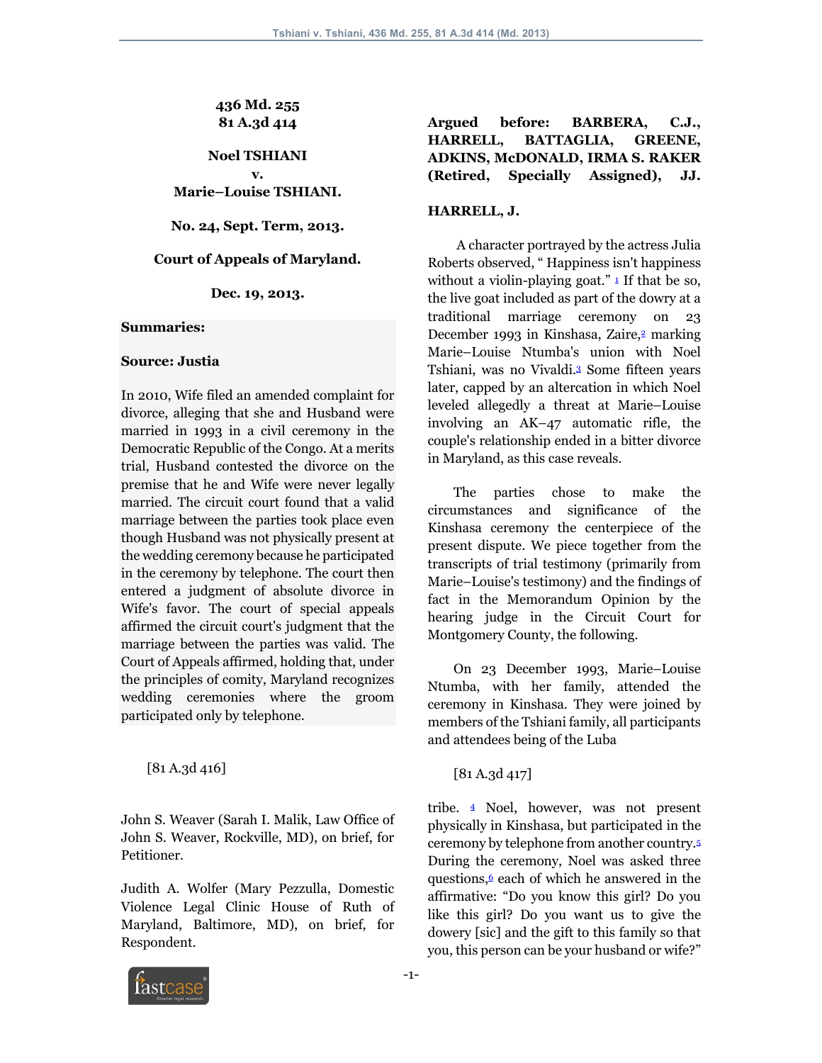**436 Md. 255**
**81 A.3d 414**

**Noel TSHIANI**
**v.**
**Marie–Louise TSHIANI.**

**No. 24, Sept. Term, 2013.**

**Court of Appeals of Maryland.**

**Dec. 19, 2013.**

**Summaries:**

**Source: Justia**

In 2010, Wife filed an amended complaint for divorce, alleging that she and Husband were married in 1993 in a civil ceremony in the Democratic Republic of the Congo. At a merits trial, Husband contested the divorce on the premise that he and Wife were never legally married. The circuit court found that a valid marriage between the parties took place even though Husband was not physically present at the wedding ceremony because he participated in the ceremony by telephone. The court then entered a judgment of absolute divorce in Wife's favor. The court of special appeals affirmed the circuit court's judgment that the marriage between the parties was valid. The Court of Appeals affirmed, holding that, under the principles of comity, Maryland recognizes wedding ceremonies where the groom participated only by telephone.

[81 A.3d 416]

John S. Weaver (Sarah I. Malik, Law Office of John S. Weaver, Rockville, MD), on brief, for Petitioner.

Judith A. Wolfer (Mary Pezzulla, Domestic Violence Legal Clinic House of Ruth of Maryland, Baltimore, MD), on brief, for Respondent.

**Argued before: BARBERA, C.J., HARRELL, BATTAGLIA, GREENE, ADKINS, McDONALD, IRMA S. RAKER (Retired, Specially Assigned), JJ.**

**HARRELL, J.**

A character portrayed by the actress Julia Roberts observed, " Happiness isn't happiness without a violin-playing goat." [1] If that be so, the live goat included as part of the dowry at a traditional marriage ceremony on 23 December 1993 in Kinshasa, Zaire,[2] marking Marie–Louise Ntumba's union with Noel Tshiani, was no Vivaldi.[3] Some fifteen years later, capped by an altercation in which Noel leveled allegedly a threat at Marie–Louise involving an AK–47 automatic rifle, the couple's relationship ended in a bitter divorce in Maryland, as this case reveals.

The parties chose to make the circumstances and significance of the Kinshasa ceremony the centerpiece of the present dispute. We piece together from the transcripts of trial testimony (primarily from Marie–Louise's testimony) and the findings of fact in the Memorandum Opinion by the hearing judge in the Circuit Court for Montgomery County, the following.

On 23 December 1993, Marie–Louise Ntumba, with her family, attended the ceremony in Kinshasa. They were joined by members of the Tshiani family, all participants and attendees being of the Luba

[81 A.3d 417]

tribe. [4] Noel, however, was not present physically in Kinshasa, but participated in the ceremony by telephone from another country.[5] During the ceremony, Noel was asked three questions,[6] each of which he answered in the affirmative: "Do you know this girl? Do you like this girl? Do you want us to give the dowery [sic] and the gift to this family so that you, this person can be your husband or wife?"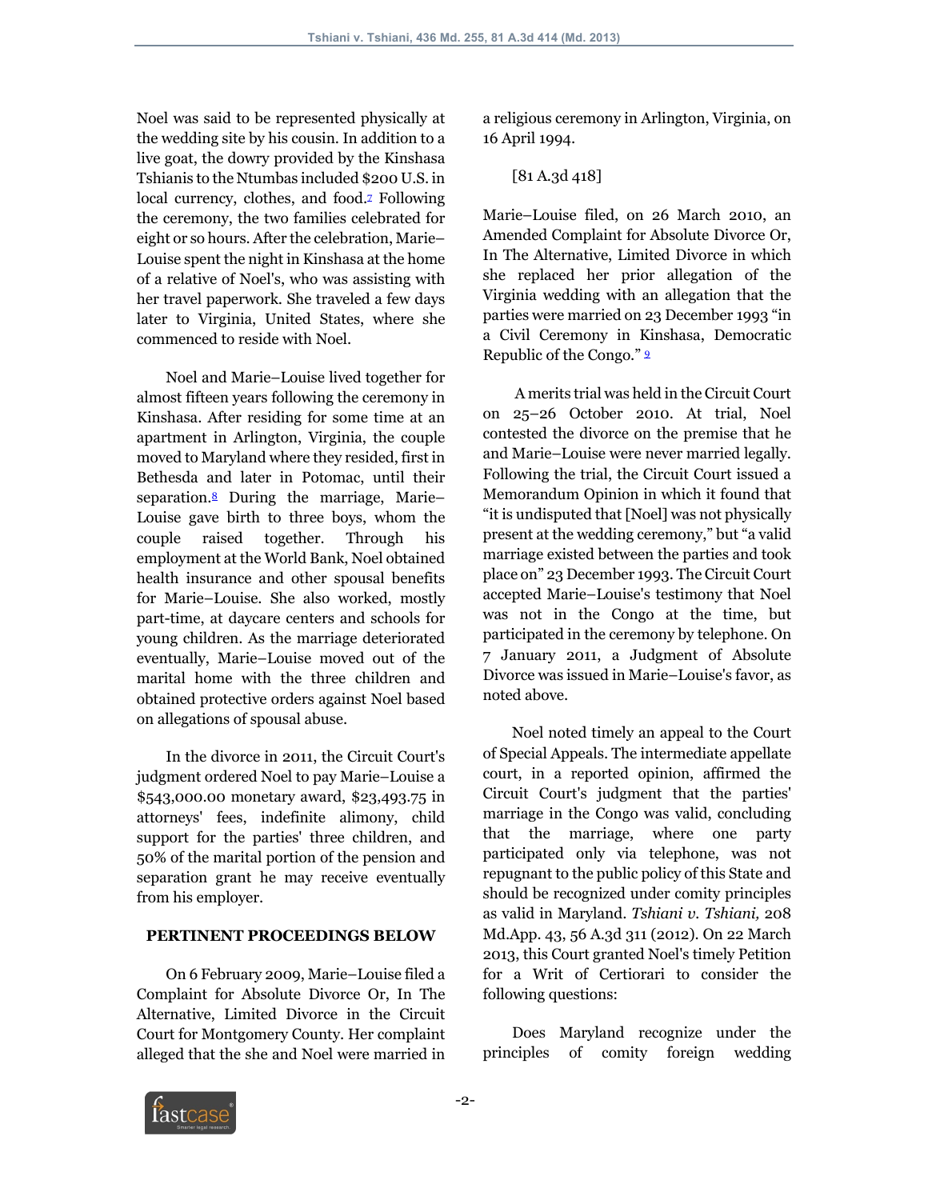Noel was said to be represented physically at the wedding site by his cousin. In addition to a live goat, the dowry provided by the Kinshasa Tshianis to the Ntumbas included $200 U.S. in local currency, clothes, and food.[7] Following the ceremony, the two families celebrated for eight or so hours. After the celebration, Marie–Louise spent the night in Kinshasa at the home of a relative of Noel's, who was assisting with her travel paperwork. She traveled a few days later to Virginia, United States, where she commenced to reside with Noel.

Noel and Marie–Louise lived together for almost fifteen years following the ceremony in Kinshasa. After residing for some time at an apartment in Arlington, Virginia, the couple moved to Maryland where they resided, first in Bethesda and later in Potomac, until their separation.[8] During the marriage, Marie–Louise gave birth to three boys, whom the couple raised together. Through his employment at the World Bank, Noel obtained health insurance and other spousal benefits for Marie–Louise. She also worked, mostly part-time, at daycare centers and schools for young children. As the marriage deteriorated eventually, Marie–Louise moved out of the marital home with the three children and obtained protective orders against Noel based on allegations of spousal abuse.

In the divorce in 2011, the Circuit Court's judgment ordered Noel to pay Marie–Louise a $543,000.00 monetary award, $23,493.75 in attorneys' fees, indefinite alimony, child support for the parties' three children, and 50% of the marital portion of the pension and separation grant he may receive eventually from his employer.

## PERTINENT PROCEEDINGS BELOW

On 6 February 2009, Marie–Louise filed a Complaint for Absolute Divorce Or, In The Alternative, Limited Divorce in the Circuit Court for Montgomery County. Her complaint alleged that the she and Noel were married in a religious ceremony in Arlington, Virginia, on 16 April 1994.

[81 A.3d 418]

Marie–Louise filed, on 26 March 2010, an Amended Complaint for Absolute Divorce Or, In The Alternative, Limited Divorce in which she replaced her prior allegation of the Virginia wedding with an allegation that the parties were married on 23 December 1993 "in a Civil Ceremony in Kinshasa, Democratic Republic of the Congo." [9]

A merits trial was held in the Circuit Court on 25–26 October 2010. At trial, Noel contested the divorce on the premise that he and Marie–Louise were never married legally. Following the trial, the Circuit Court issued a Memorandum Opinion in which it found that "it is undisputed that [Noel] was not physically present at the wedding ceremony," but "a valid marriage existed between the parties and took place on" 23 December 1993. The Circuit Court accepted Marie–Louise's testimony that Noel was not in the Congo at the time, but participated in the ceremony by telephone. On 7 January 2011, a Judgment of Absolute Divorce was issued in Marie–Louise's favor, as noted above.

Noel noted timely an appeal to the Court of Special Appeals. The intermediate appellate court, in a reported opinion, affirmed the Circuit Court's judgment that the parties' marriage in the Congo was valid, concluding that the marriage, where one party participated only via telephone, was not repugnant to the public policy of this State and should be recognized under comity principles as valid in Maryland. *Tshiani v. Tshiani,* 208 Md.App. 43, 56 A.3d 311 (2012). On 22 March 2013, this Court granted Noel's timely Petition for a Writ of Certiorari to consider the following questions:

Does Maryland recognize under the principles of comity foreign wedding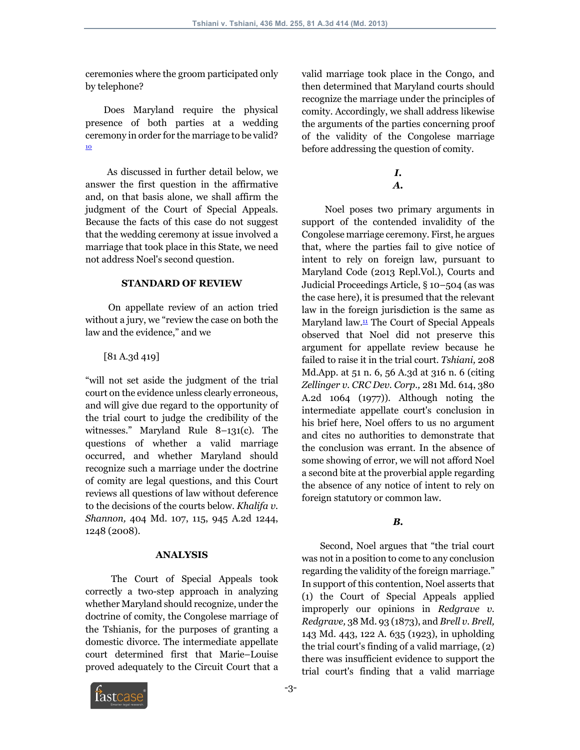ceremonies where the groom participated only by telephone?

Does Maryland require the physical presence of both parties at a wedding ceremony in order for the marriage to be valid? [10]

As discussed in further detail below, we answer the first question in the affirmative and, on that basis alone, we shall affirm the judgment of the Court of Special Appeals. Because the facts of this case do not suggest that the wedding ceremony at issue involved a marriage that took place in this State, we need not address Noel's second question.

**STANDARD OF REVIEW**

On appellate review of an action tried without a jury, we "review the case on both the law and the evidence," and we

[81 A.3d 419]

"will not set aside the judgment of the trial court on the evidence unless clearly erroneous, and will give due regard to the opportunity of the trial court to judge the credibility of the witnesses." Maryland Rule 8–131(c). The questions of whether a valid marriage occurred, and whether Maryland should recognize such a marriage under the doctrine of comity are legal questions, and this Court reviews all questions of law without deference to the decisions of the courts below. *Khalifa v. Shannon,* 404 Md. 107, 115, 945 A.2d 1244, 1248 (2008).

**ANALYSIS**

The Court of Special Appeals took correctly a two-step approach in analyzing whether Maryland should recognize, under the doctrine of comity, the Congolese marriage of the Tshianis, for the purposes of granting a domestic divorce. The intermediate appellate court determined first that Marie–Louise proved adequately to the Circuit Court that a valid marriage took place in the Congo, and then determined that Maryland courts should recognize the marriage under the principles of comity. Accordingly, we shall address likewise the arguments of the parties concerning proof of the validity of the Congolese marriage before addressing the question of comity.

***I.***

***A.***

Noel poses two primary arguments in support of the contended invalidity of the Congolese marriage ceremony. First, he argues that, where the parties fail to give notice of intent to rely on foreign law, pursuant to Maryland Code (2013 Repl.Vol.), Courts and Judicial Proceedings Article, § 10–504 (as was the case here), it is presumed that the relevant law in the foreign jurisdiction is the same as Maryland law.[11] The Court of Special Appeals observed that Noel did not preserve this argument for appellate review because he failed to raise it in the trial court. *Tshiani,* 208 Md.App. at 51 n. 6, 56 A.3d at 316 n. 6 (citing *Zellinger v. CRC Dev. Corp.,* 281 Md. 614, 380 A.2d 1064 (1977)). Although noting the intermediate appellate court's conclusion in his brief here, Noel offers to us no argument and cites no authorities to demonstrate that the conclusion was errant. In the absence of some showing of error, we will not afford Noel a second bite at the proverbial apple regarding the absence of any notice of intent to rely on foreign statutory or common law.

***B.***

Second, Noel argues that "the trial court was not in a position to come to any conclusion regarding the validity of the foreign marriage." In support of this contention, Noel asserts that (1) the Court of Special Appeals applied improperly our opinions in *Redgrave v. Redgrave,* 38 Md. 93 (1873), and *Brell v. Brell,* 143 Md. 443, 122 A. 635 (1923), in upholding the trial court's finding of a valid marriage, (2) there was insufficient evidence to support the trial court's finding that a valid marriage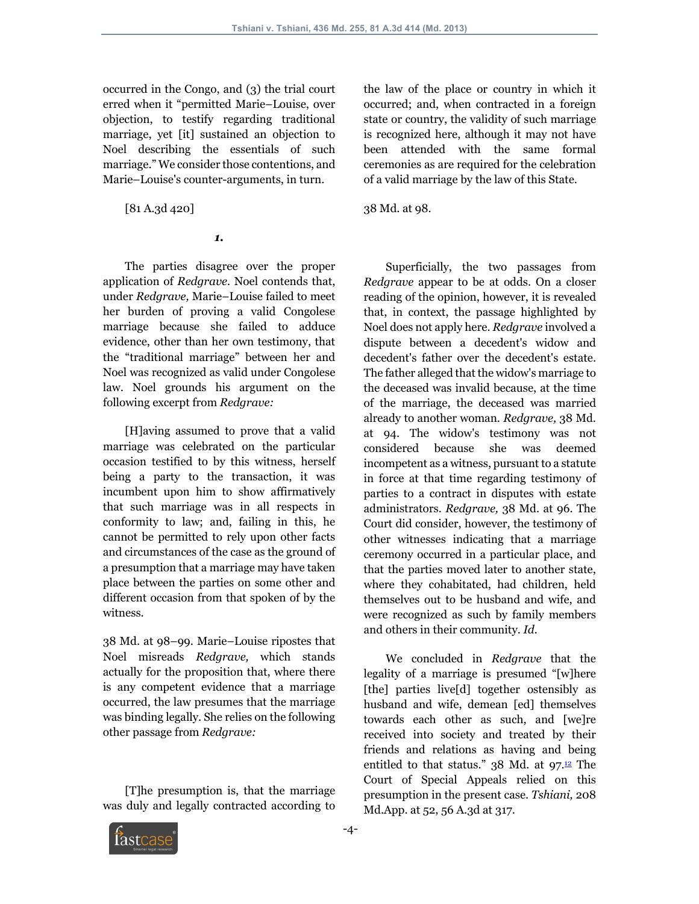occurred in the Congo, and (3) the trial court erred when it "permitted Marie–Louise, over objection, to testify regarding traditional marriage, yet [it] sustained an objection to Noel describing the essentials of such marriage." We consider those contentions, and Marie–Louise's counter-arguments, in turn.

[81 A.3d 420]

***1.***

The parties disagree over the proper application of *Redgrave*. Noel contends that, under *Redgrave,* Marie–Louise failed to meet her burden of proving a valid Congolese marriage because she failed to adduce evidence, other than her own testimony, that the "traditional marriage" between her and Noel was recognized as valid under Congolese law. Noel grounds his argument on the following excerpt from *Redgrave:*

> [H]aving assumed to prove that a valid marriage was celebrated on the particular occasion testified to by this witness, herself being a party to the transaction, it was incumbent upon him to show affirmatively that such marriage was in all respects in conformity to law; and, failing in this, he cannot be permitted to rely upon other facts and circumstances of the case as the ground of a presumption that a marriage may have taken place between the parties on some other and different occasion from that spoken of by the witness.

38 Md. at 98–99. Marie–Louise ripostes that Noel misreads *Redgrave,* which stands actually for the proposition that, where there is any competent evidence that a marriage occurred, the law presumes that the marriage was binding legally. She relies on the following other passage from *Redgrave:*

> [T]he presumption is, that the marriage was duly and legally contracted according to the law of the place or country in which it occurred; and, when contracted in a foreign state or country, the validity of such marriage is recognized here, although it may not have been attended with the same formal ceremonies as are required for the celebration of a valid marriage by the law of this State.

38 Md. at 98.

Superficially, the two passages from *Redgrave* appear to be at odds. On a closer reading of the opinion, however, it is revealed that, in context, the passage highlighted by Noel does not apply here. *Redgrave* involved a dispute between a decedent's widow and decedent's father over the decedent's estate. The father alleged that the widow's marriage to the deceased was invalid because, at the time of the marriage, the deceased was married already to another woman. *Redgrave,* 38 Md. at 94. The widow's testimony was not considered because she was deemed incompetent as a witness, pursuant to a statute in force at that time regarding testimony of parties to a contract in disputes with estate administrators. *Redgrave,* 38 Md. at 96. The Court did consider, however, the testimony of other witnesses indicating that a marriage ceremony occurred in a particular place, and that the parties moved later to another state, where they cohabitated, had children, held themselves out to be husband and wife, and were recognized as such by family members and others in their community. *Id.*

We concluded in *Redgrave* that the legality of a marriage is presumed "[w]here [the] parties live[d] together ostensibly as husband and wife, demean [ed] themselves towards each other as such, and [we]re received into society and treated by their friends and relations as having and being entitled to that status." 38 Md. at 97.[12] The Court of Special Appeals relied on this presumption in the present case. *Tshiani,* 208 Md.App. at 52, 56 A.3d at 317.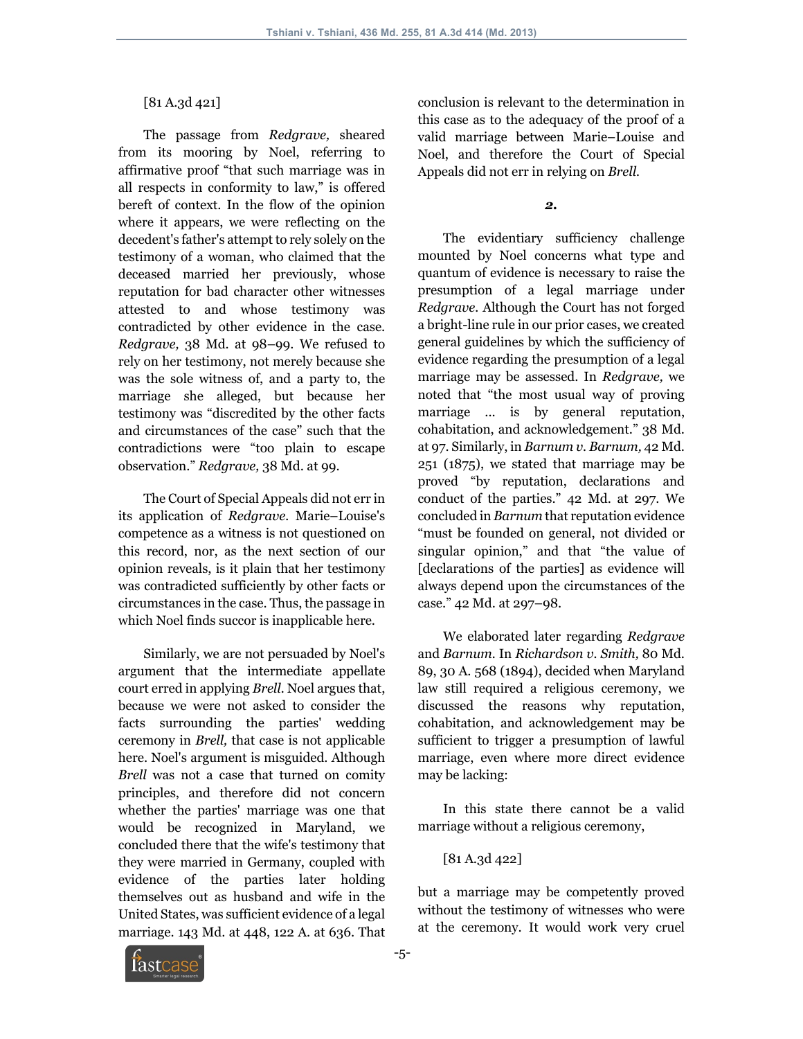[81 A.3d 421]

The passage from *Redgrave,* sheared from its mooring by Noel, referring to affirmative proof "that such marriage was in all respects in conformity to law," is offered bereft of context. In the flow of the opinion where it appears, we were reflecting on the decedent's father's attempt to rely solely on the testimony of a woman, who claimed that the deceased married her previously, whose reputation for bad character other witnesses attested to and whose testimony was contradicted by other evidence in the case. *Redgrave,* 38 Md. at 98–99. We refused to rely on her testimony, not merely because she was the sole witness of, and a party to, the marriage she alleged, but because her testimony was "discredited by the other facts and circumstances of the case" such that the contradictions were "too plain to escape observation." *Redgrave,* 38 Md. at 99.

The Court of Special Appeals did not err in its application of *Redgrave.* Marie–Louise's competence as a witness is not questioned on this record, nor, as the next section of our opinion reveals, is it plain that her testimony was contradicted sufficiently by other facts or circumstances in the case. Thus, the passage in which Noel finds succor is inapplicable here.

Similarly, we are not persuaded by Noel's argument that the intermediate appellate court erred in applying *Brell.* Noel argues that, because we were not asked to consider the facts surrounding the parties' wedding ceremony in *Brell,* that case is not applicable here. Noel's argument is misguided. Although *Brell* was not a case that turned on comity principles, and therefore did not concern whether the parties' marriage was one that would be recognized in Maryland, we concluded there that the wife's testimony that they were married in Germany, coupled with evidence of the parties later holding themselves out as husband and wife in the United States, was sufficient evidence of a legal marriage. 143 Md. at 448, 122 A. at 636. That conclusion is relevant to the determination in this case as to the adequacy of the proof of a valid marriage between Marie–Louise and Noel, and therefore the Court of Special Appeals did not err in relying on *Brell.*

***2.***

The evidentiary sufficiency challenge mounted by Noel concerns what type and quantum of evidence is necessary to raise the presumption of a legal marriage under *Redgrave.* Although the Court has not forged a bright-line rule in our prior cases, we created general guidelines by which the sufficiency of evidence regarding the presumption of a legal marriage may be assessed. In *Redgrave,* we noted that "the most usual way of proving marriage ... is by general reputation, cohabitation, and acknowledgement." 38 Md. at 97. Similarly, in *Barnum v. Barnum,* 42 Md. 251 (1875), we stated that marriage may be proved "by reputation, declarations and conduct of the parties." 42 Md. at 297. We concluded in *Barnum* that reputation evidence "must be founded on general, not divided or singular opinion," and that "the value of [declarations of the parties] as evidence will always depend upon the circumstances of the case." 42 Md. at 297–98.

We elaborated later regarding *Redgrave* and *Barnum.* In *Richardson v. Smith,* 80 Md. 89, 30 A. 568 (1894), decided when Maryland law still required a religious ceremony, we discussed the reasons why reputation, cohabitation, and acknowledgement may be sufficient to trigger a presumption of lawful marriage, even where more direct evidence may be lacking:

> In this state there cannot be a valid marriage without a religious ceremony,
>
> [81 A.3d 422]
>
> but a marriage may be competently proved without the testimony of witnesses who were at the ceremony. It would work very cruel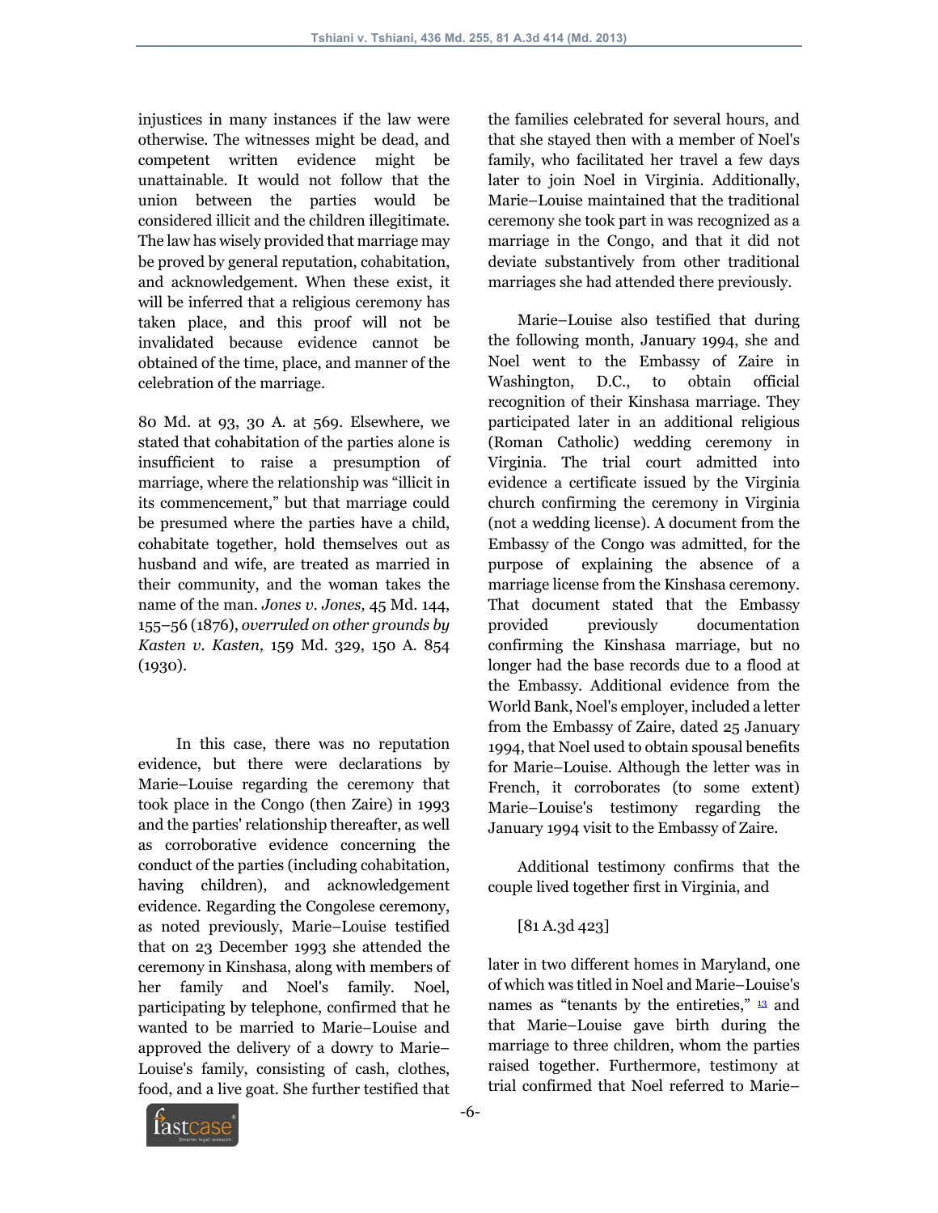injustices in many instances if the law were otherwise. The witnesses might be dead, and competent written evidence might be unattainable. It would not follow that the union between the parties would be considered illicit and the children illegitimate. The law has wisely provided that marriage may be proved by general reputation, cohabitation, and acknowledgement. When these exist, it will be inferred that a religious ceremony has taken place, and this proof will not be invalidated because evidence cannot be obtained of the time, place, and manner of the celebration of the marriage.

80 Md. at 93, 30 A. at 569. Elsewhere, we stated that cohabitation of the parties alone is insufficient to raise a presumption of marriage, where the relationship was "illicit in its commencement," but that marriage could be presumed where the parties have a child, cohabitate together, hold themselves out as husband and wife, are treated as married in their community, and the woman takes the name of the man. *Jones v. Jones,* 45 Md. 144, 155–56 (1876), *overruled on other grounds by Kasten v. Kasten,* 159 Md. 329, 150 A. 854 (1930).

In this case, there was no reputation evidence, but there were declarations by Marie–Louise regarding the ceremony that took place in the Congo (then Zaire) in 1993 and the parties' relationship thereafter, as well as corroborative evidence concerning the conduct of the parties (including cohabitation, having children), and acknowledgement evidence. Regarding the Congolese ceremony, as noted previously, Marie–Louise testified that on 23 December 1993 she attended the ceremony in Kinshasa, along with members of her family and Noel's family. Noel, participating by telephone, confirmed that he wanted to be married to Marie–Louise and approved the delivery of a dowry to Marie–Louise's family, consisting of cash, clothes, food, and a live goat. She further testified that the families celebrated for several hours, and that she stayed then with a member of Noel's family, who facilitated her travel a few days later to join Noel in Virginia. Additionally, Marie–Louise maintained that the traditional ceremony she took part in was recognized as a marriage in the Congo, and that it did not deviate substantively from other traditional marriages she had attended there previously.

Marie–Louise also testified that during the following month, January 1994, she and Noel went to the Embassy of Zaire in Washington, D.C., to obtain official recognition of their Kinshasa marriage. They participated later in an additional religious (Roman Catholic) wedding ceremony in Virginia. The trial court admitted into evidence a certificate issued by the Virginia church confirming the ceremony in Virginia (not a wedding license). A document from the Embassy of the Congo was admitted, for the purpose of explaining the absence of a marriage license from the Kinshasa ceremony. That document stated that the Embassy provided previously documentation confirming the Kinshasa marriage, but no longer had the base records due to a flood at the Embassy. Additional evidence from the World Bank, Noel's employer, included a letter from the Embassy of Zaire, dated 25 January 1994, that Noel used to obtain spousal benefits for Marie–Louise. Although the letter was in French, it corroborates (to some extent) Marie–Louise's testimony regarding the January 1994 visit to the Embassy of Zaire.

Additional testimony confirms that the couple lived together first in Virginia, and

[81 A.3d 423]

later in two different homes in Maryland, one of which was titled in Noel and Marie–Louise's names as "tenants by the entireties," [13] and that Marie–Louise gave birth during the marriage to three children, whom the parties raised together. Furthermore, testimony at trial confirmed that Noel referred to Marie–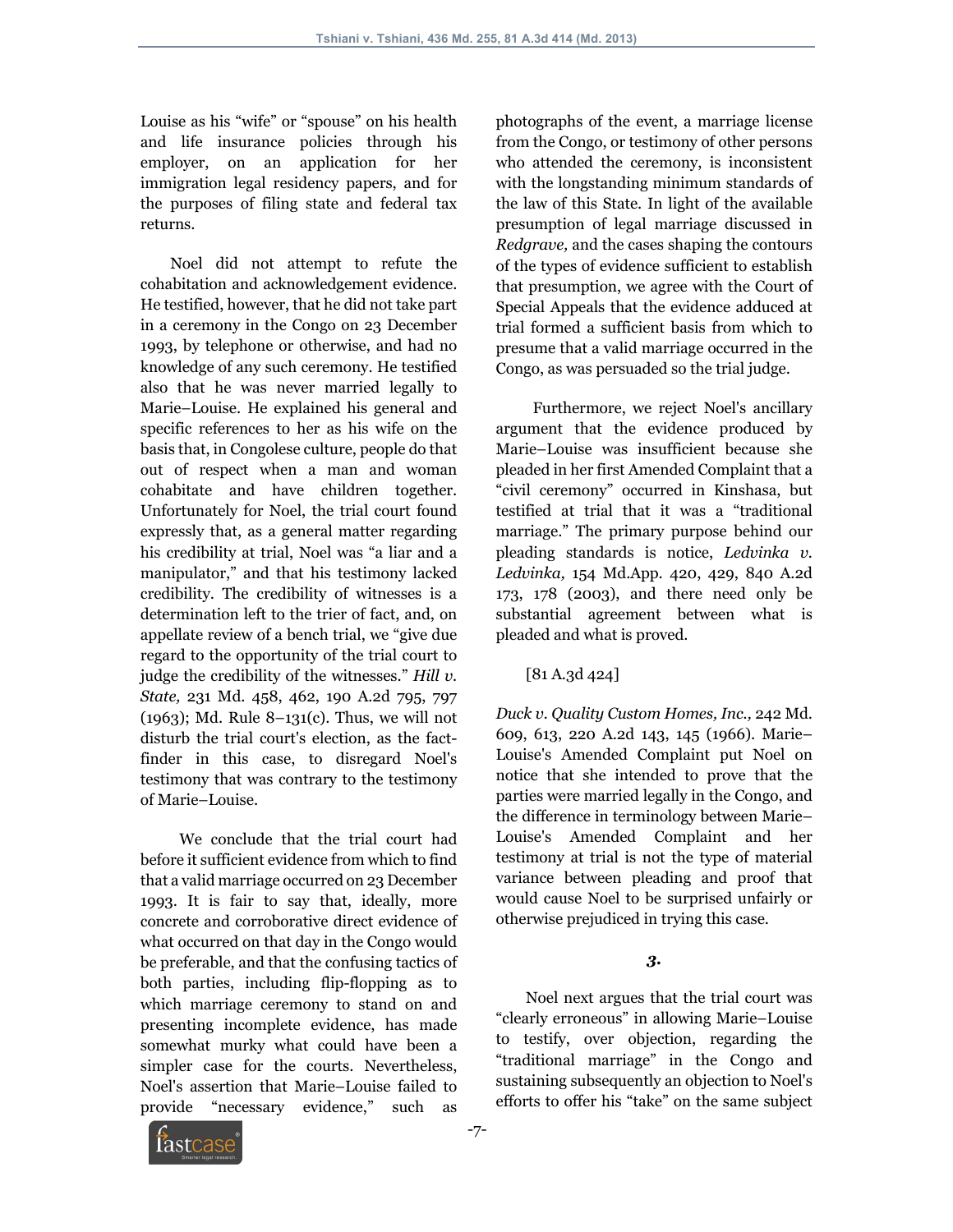Louise as his "wife" or "spouse" on his health and life insurance policies through his employer, on an application for her immigration legal residency papers, and for the purposes of filing state and federal tax returns.

Noel did not attempt to refute the cohabitation and acknowledgement evidence. He testified, however, that he did not take part in a ceremony in the Congo on 23 December 1993, by telephone or otherwise, and had no knowledge of any such ceremony. He testified also that he was never married legally to Marie–Louise. He explained his general and specific references to her as his wife on the basis that, in Congolese culture, people do that out of respect when a man and woman cohabitate and have children together. Unfortunately for Noel, the trial court found expressly that, as a general matter regarding his credibility at trial, Noel was "a liar and a manipulator," and that his testimony lacked credibility. The credibility of witnesses is a determination left to the trier of fact, and, on appellate review of a bench trial, we "give due regard to the opportunity of the trial court to judge the credibility of the witnesses." *Hill v. State,* 231 Md. 458, 462, 190 A.2d 795, 797 (1963); Md. Rule 8–131(c). Thus, we will not disturb the trial court's election, as the fact-finder in this case, to disregard Noel's testimony that was contrary to the testimony of Marie–Louise.

We conclude that the trial court had before it sufficient evidence from which to find that a valid marriage occurred on 23 December 1993. It is fair to say that, ideally, more concrete and corroborative direct evidence of what occurred on that day in the Congo would be preferable, and that the confusing tactics of both parties, including flip-flopping as to which marriage ceremony to stand on and presenting incomplete evidence, has made somewhat murky what could have been a simpler case for the courts. Nevertheless, Noel's assertion that Marie–Louise failed to provide "necessary evidence," such as photographs of the event, a marriage license from the Congo, or testimony of other persons who attended the ceremony, is inconsistent with the longstanding minimum standards of the law of this State. In light of the available presumption of legal marriage discussed in *Redgrave,* and the cases shaping the contours of the types of evidence sufficient to establish that presumption, we agree with the Court of Special Appeals that the evidence adduced at trial formed a sufficient basis from which to presume that a valid marriage occurred in the Congo, as was persuaded so the trial judge.

Furthermore, we reject Noel's ancillary argument that the evidence produced by Marie–Louise was insufficient because she pleaded in her first Amended Complaint that a "civil ceremony" occurred in Kinshasa, but testified at trial that it was a "traditional marriage." The primary purpose behind our pleading standards is notice, *Ledvinka v. Ledvinka,* 154 Md.App. 420, 429, 840 A.2d 173, 178 (2003), and there need only be substantial agreement between what is pleaded and what is proved.

[81 A.3d 424]

*Duck v. Quality Custom Homes, Inc.,* 242 Md. 609, 613, 220 A.2d 143, 145 (1966). Marie–Louise's Amended Complaint put Noel on notice that she intended to prove that the parties were married legally in the Congo, and the difference in terminology between Marie–Louise's Amended Complaint and her testimony at trial is not the type of material variance between pleading and proof that would cause Noel to be surprised unfairly or otherwise prejudiced in trying this case.

### *3.*

Noel next argues that the trial court was "clearly erroneous" in allowing Marie–Louise to testify, over objection, regarding the "traditional marriage" in the Congo and sustaining subsequently an objection to Noel's efforts to offer his "take" on the same subject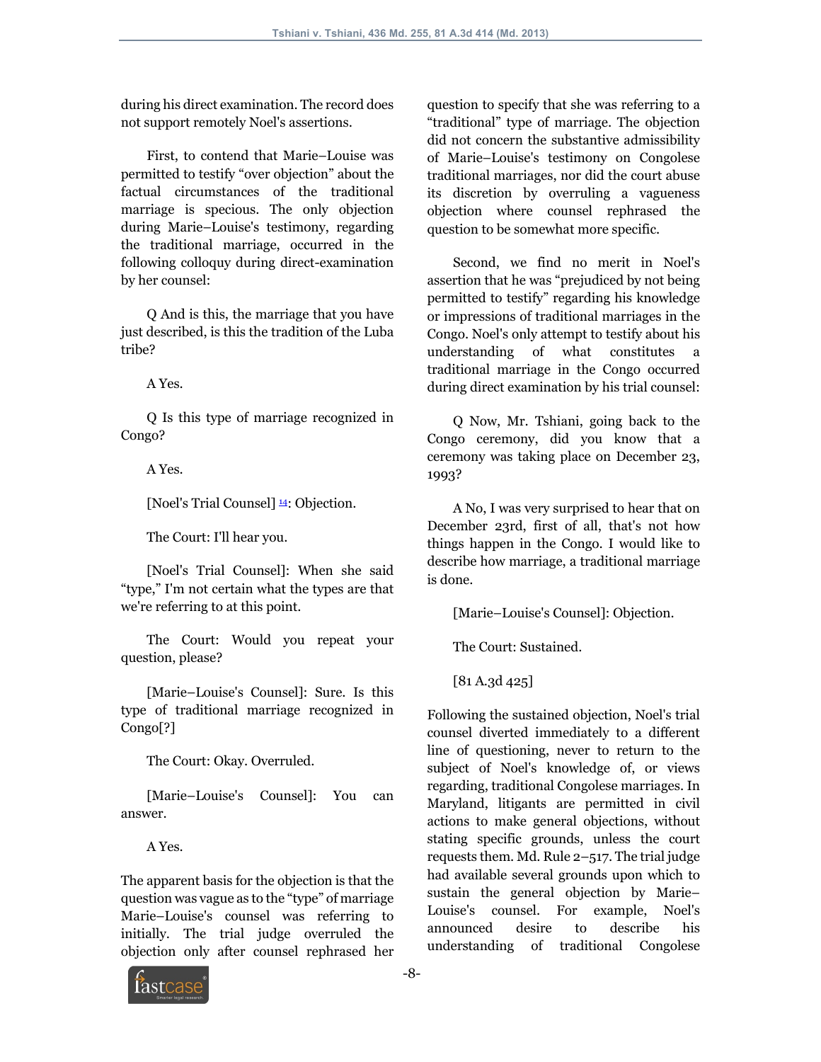during his direct examination. The record does not support remotely Noel's assertions.

First, to contend that Marie–Louise was permitted to testify "over objection" about the factual circumstances of the traditional marriage is specious. The only objection during Marie–Louise's testimony, regarding the traditional marriage, occurred in the following colloquy during direct-examination by her counsel:

Q And is this, the marriage that you have just described, is this the tradition of the Luba tribe?

A Yes.

Q Is this type of marriage recognized in Congo?

A Yes.

[Noel's Trial Counsel] [14]: Objection.

The Court: I'll hear you.

[Noel's Trial Counsel]: When she said "type," I'm not certain what the types are that we're referring to at this point.

The Court: Would you repeat your question, please?

[Marie–Louise's Counsel]: Sure. Is this type of traditional marriage recognized in Congo[?]

The Court: Okay. Overruled.

[Marie–Louise's Counsel]: You can answer.

A Yes.

The apparent basis for the objection is that the question was vague as to the "type" of marriage Marie–Louise's counsel was referring to initially. The trial judge overruled the objection only after counsel rephrased her question to specify that she was referring to a "traditional" type of marriage. The objection did not concern the substantive admissibility of Marie–Louise's testimony on Congolese traditional marriages, nor did the court abuse its discretion by overruling a vagueness objection where counsel rephrased the question to be somewhat more specific.

Second, we find no merit in Noel's assertion that he was "prejudiced by not being permitted to testify" regarding his knowledge or impressions of traditional marriages in the Congo. Noel's only attempt to testify about his understanding of what constitutes a traditional marriage in the Congo occurred during direct examination by his trial counsel:

Q Now, Mr. Tshiani, going back to the Congo ceremony, did you know that a ceremony was taking place on December 23, 1993?

A No, I was very surprised to hear that on December 23rd, first of all, that's not how things happen in the Congo. I would like to describe how marriage, a traditional marriage is done.

[Marie–Louise's Counsel]: Objection.

The Court: Sustained.

[81 A.3d 425]

Following the sustained objection, Noel's trial counsel diverted immediately to a different line of questioning, never to return to the subject of Noel's knowledge of, or views regarding, traditional Congolese marriages. In Maryland, litigants are permitted in civil actions to make general objections, without stating specific grounds, unless the court requests them. Md. Rule 2–517. The trial judge had available several grounds upon which to sustain the general objection by Marie–Louise's counsel. For example, Noel's announced desire to describe his understanding of traditional Congolese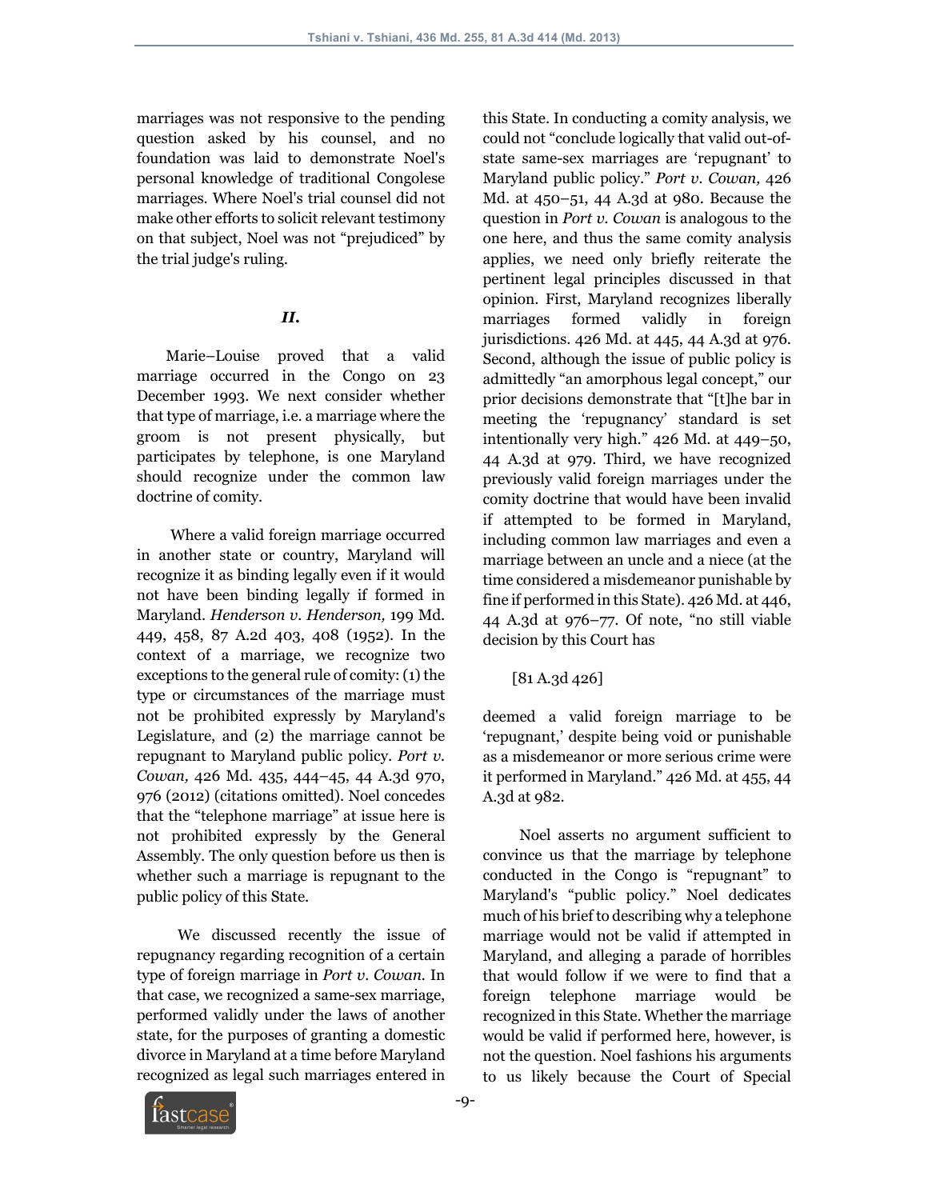marriages was not responsive to the pending question asked by his counsel, and no foundation was laid to demonstrate Noel's personal knowledge of traditional Congolese marriages. Where Noel's trial counsel did not make other efforts to solicit relevant testimony on that subject, Noel was not "prejudiced" by the trial judge's ruling.

### *II.*

Marie–Louise proved that a valid marriage occurred in the Congo on 23 December 1993. We next consider whether that type of marriage, i.e. a marriage where the groom is not present physically, but participates by telephone, is one Maryland should recognize under the common law doctrine of comity.

Where a valid foreign marriage occurred in another state or country, Maryland will recognize it as binding legally even if it would not have been binding legally if formed in Maryland. *Henderson v. Henderson,* 199 Md. 449, 458, 87 A.2d 403, 408 (1952). In the context of a marriage, we recognize two exceptions to the general rule of comity: (1) the type or circumstances of the marriage must not be prohibited expressly by Maryland's Legislature, and (2) the marriage cannot be repugnant to Maryland public policy. *Port v. Cowan,* 426 Md. 435, 444–45, 44 A.3d 970, 976 (2012) (citations omitted). Noel concedes that the "telephone marriage" at issue here is not prohibited expressly by the General Assembly. The only question before us then is whether such a marriage is repugnant to the public policy of this State.

We discussed recently the issue of repugnancy regarding recognition of a certain type of foreign marriage in *Port v. Cowan.* In that case, we recognized a same-sex marriage, performed validly under the laws of another state, for the purposes of granting a domestic divorce in Maryland at a time before Maryland recognized as legal such marriages entered in this State. In conducting a comity analysis, we could not "conclude logically that valid out-of-state same-sex marriages are 'repugnant' to Maryland public policy." *Port v. Cowan,* 426 Md. at 450–51, 44 A.3d at 980. Because the question in *Port v. Cowan* is analogous to the one here, and thus the same comity analysis applies, we need only briefly reiterate the pertinent legal principles discussed in that opinion. First, Maryland recognizes liberally marriages formed validly in foreign jurisdictions. 426 Md. at 445, 44 A.3d at 976. Second, although the issue of public policy is admittedly "an amorphous legal concept," our prior decisions demonstrate that "[t]he bar in meeting the 'repugnancy' standard is set intentionally very high." 426 Md. at 449–50, 44 A.3d at 979. Third, we have recognized previously valid foreign marriages under the comity doctrine that would have been invalid if attempted to be formed in Maryland, including common law marriages and even a marriage between an uncle and a niece (at the time considered a misdemeanor punishable by fine if performed in this State). 426 Md. at 446, 44 A.3d at 976–77. Of note, "no still viable decision by this Court has

[81 A.3d 426]

deemed a valid foreign marriage to be 'repugnant,' despite being void or punishable as a misdemeanor or more serious crime were it performed in Maryland." 426 Md. at 455, 44 A.3d at 982.

Noel asserts no argument sufficient to convince us that the marriage by telephone conducted in the Congo is "repugnant" to Maryland's "public policy." Noel dedicates much of his brief to describing why a telephone marriage would not be valid if attempted in Maryland, and alleging a parade of horribles that would follow if we were to find that a foreign telephone marriage would be recognized in this State. Whether the marriage would be valid if performed here, however, is not the question. Noel fashions his arguments to us likely because the Court of Special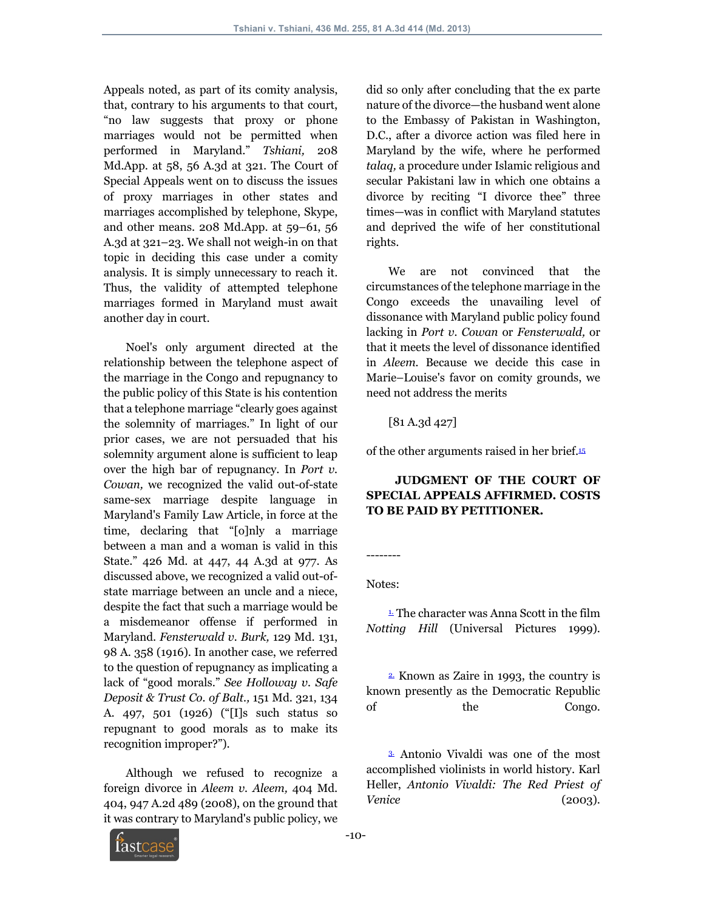Appeals noted, as part of its comity analysis, that, contrary to his arguments to that court, "no law suggests that proxy or phone marriages would not be permitted when performed in Maryland." *Tshiani,* 208 Md.App. at 58, 56 A.3d at 321. The Court of Special Appeals went on to discuss the issues of proxy marriages in other states and marriages accomplished by telephone, Skype, and other means. 208 Md.App. at 59–61, 56 A.3d at 321–23. We shall not weigh-in on that topic in deciding this case under a comity analysis. It is simply unnecessary to reach it. Thus, the validity of attempted telephone marriages formed in Maryland must await another day in court.

Noel's only argument directed at the relationship between the telephone aspect of the marriage in the Congo and repugnancy to the public policy of this State is his contention that a telephone marriage "clearly goes against the solemnity of marriages." In light of our prior cases, we are not persuaded that his solemnity argument alone is sufficient to leap over the high bar of repugnancy. In *Port v. Cowan,* we recognized the valid out-of-state same-sex marriage despite language in Maryland's Family Law Article, in force at the time, declaring that "[o]nly a marriage between a man and a woman is valid in this State." 426 Md. at 447, 44 A.3d at 977. As discussed above, we recognized a valid out-of-state marriage between an uncle and a niece, despite the fact that such a marriage would be a misdemeanor offense if performed in Maryland. *Fensterwald v. Burk,* 129 Md. 131, 98 A. 358 (1916). In another case, we referred to the question of repugnancy as implicating a lack of "good morals." *See Holloway v. Safe Deposit & Trust Co. of Balt.,* 151 Md. 321, 134 A. 497, 501 (1926) ("[I]s such status so repugnant to good morals as to make its recognition improper?").

Although we refused to recognize a foreign divorce in *Aleem v. Aleem,* 404 Md. 404, 947 A.2d 489 (2008), on the ground that it was contrary to Maryland's public policy, we did so only after concluding that the ex parte nature of the divorce—the husband went alone to the Embassy of Pakistan in Washington, D.C., after a divorce action was filed here in Maryland by the wife, where he performed *talaq,* a procedure under Islamic religious and secular Pakistani law in which one obtains a divorce by reciting "I divorce thee" three times—was in conflict with Maryland statutes and deprived the wife of her constitutional rights.

We are not convinced that the circumstances of the telephone marriage in the Congo exceeds the unavailing level of dissonance with Maryland public policy found lacking in *Port v. Cowan* or *Fensterwald,* or that it meets the level of dissonance identified in *Aleem.* Because we decide this case in Marie–Louise's favor on comity grounds, we need not address the merits

[81 A.3d 427]

of the other arguments raised in her brief.[15]

**JUDGMENT OF THE COURT OF SPECIAL APPEALS AFFIRMED. COSTS TO BE PAID BY PETITIONER.**

--------

Notes:

[1] The character was Anna Scott in the film *Notting Hill* (Universal Pictures 1999).

[2] Known as Zaire in 1993, the country is known presently as the Democratic Republic of the Congo.

[3] Antonio Vivaldi was one of the most accomplished violinists in world history. Karl Heller, *Antonio Vivaldi: The Red Priest of Venice* (2003).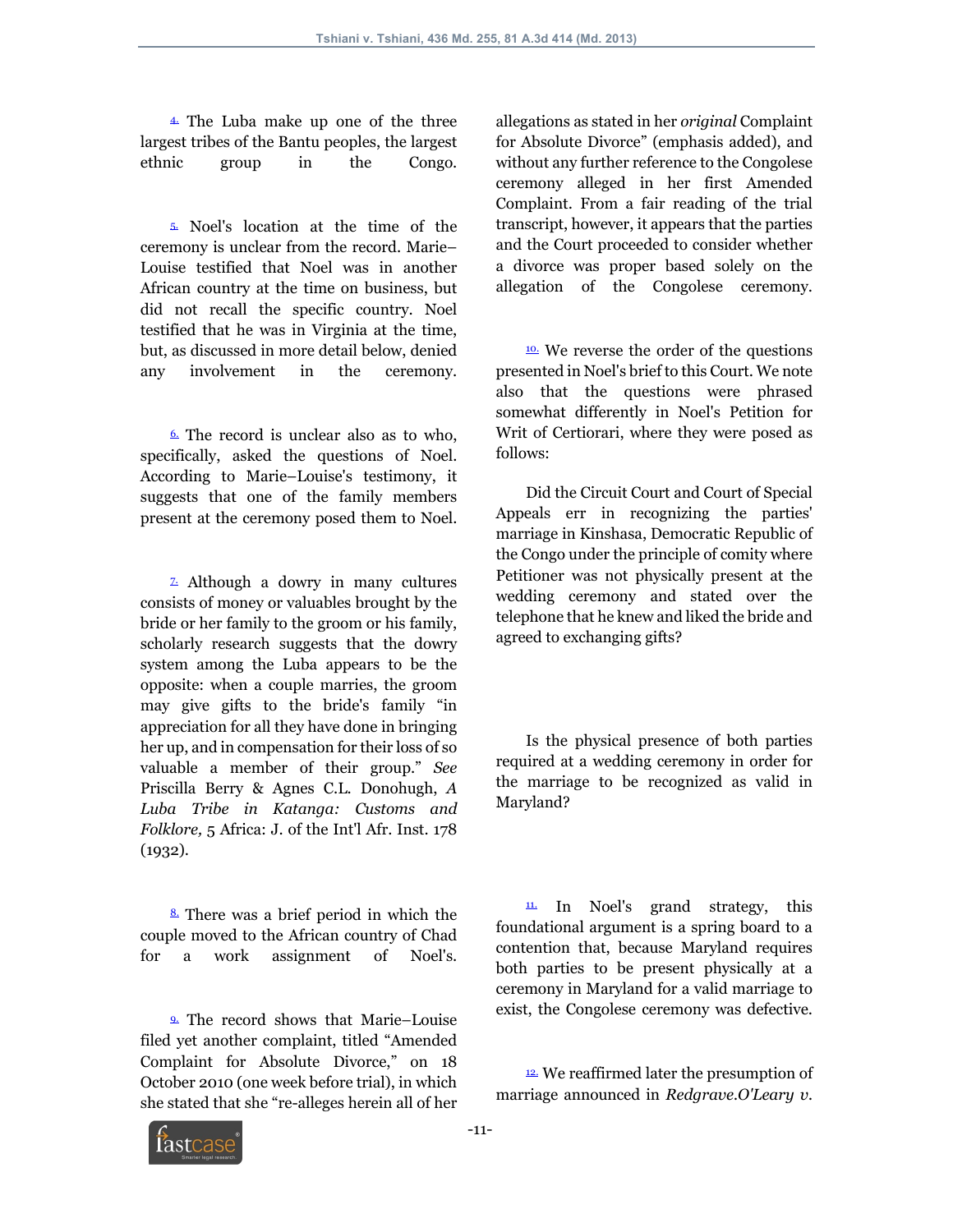[4.] The Luba make up one of the three largest tribes of the Bantu peoples, the largest ethnic group in the Congo.

[5.] Noel's location at the time of the ceremony is unclear from the record. Marie–Louise testified that Noel was in another African country at the time on business, but did not recall the specific country. Noel testified that he was in Virginia at the time, but, as discussed in more detail below, denied any involvement in the ceremony.

[6.] The record is unclear also as to who, specifically, asked the questions of Noel. According to Marie–Louise's testimony, it suggests that one of the family members present at the ceremony posed them to Noel.

[7.] Although a dowry in many cultures consists of money or valuables brought by the bride or her family to the groom or his family, scholarly research suggests that the dowry system among the Luba appears to be the opposite: when a couple marries, the groom may give gifts to the bride's family "in appreciation for all they have done in bringing her up, and in compensation for their loss of so valuable a member of their group." *See* Priscilla Berry & Agnes C.L. Donohugh, *A Luba Tribe in Katanga: Customs and Folklore,* 5 Africa: J. of the Int'l Afr. Inst. 178 (1932).

[8.] There was a brief period in which the couple moved to the African country of Chad for a work assignment of Noel's.

[9.] The record shows that Marie–Louise filed yet another complaint, titled "Amended Complaint for Absolute Divorce," on 18 October 2010 (one week before trial), in which she stated that she "re-alleges herein all of her allegations as stated in her *original* Complaint for Absolute Divorce" (emphasis added), and without any further reference to the Congolese ceremony alleged in her first Amended Complaint. From a fair reading of the trial transcript, however, it appears that the parties and the Court proceeded to consider whether a divorce was proper based solely on the allegation of the Congolese ceremony.

[10.] We reverse the order of the questions presented in Noel's brief to this Court. We note also that the questions were phrased somewhat differently in Noel's Petition for Writ of Certiorari, where they were posed as follows:

Did the Circuit Court and Court of Special Appeals err in recognizing the parties' marriage in Kinshasa, Democratic Republic of the Congo under the principle of comity where Petitioner was not physically present at the wedding ceremony and stated over the telephone that he knew and liked the bride and agreed to exchanging gifts?

Is the physical presence of both parties required at a wedding ceremony in order for the marriage to be recognized as valid in Maryland?

[11.] In Noel's grand strategy, this foundational argument is a spring board to a contention that, because Maryland requires both parties to be present physically at a ceremony in Maryland for a valid marriage to exist, the Congolese ceremony was defective.

[12.] We reaffirmed later the presumption of marriage announced in *Redgrave.O'Leary v.*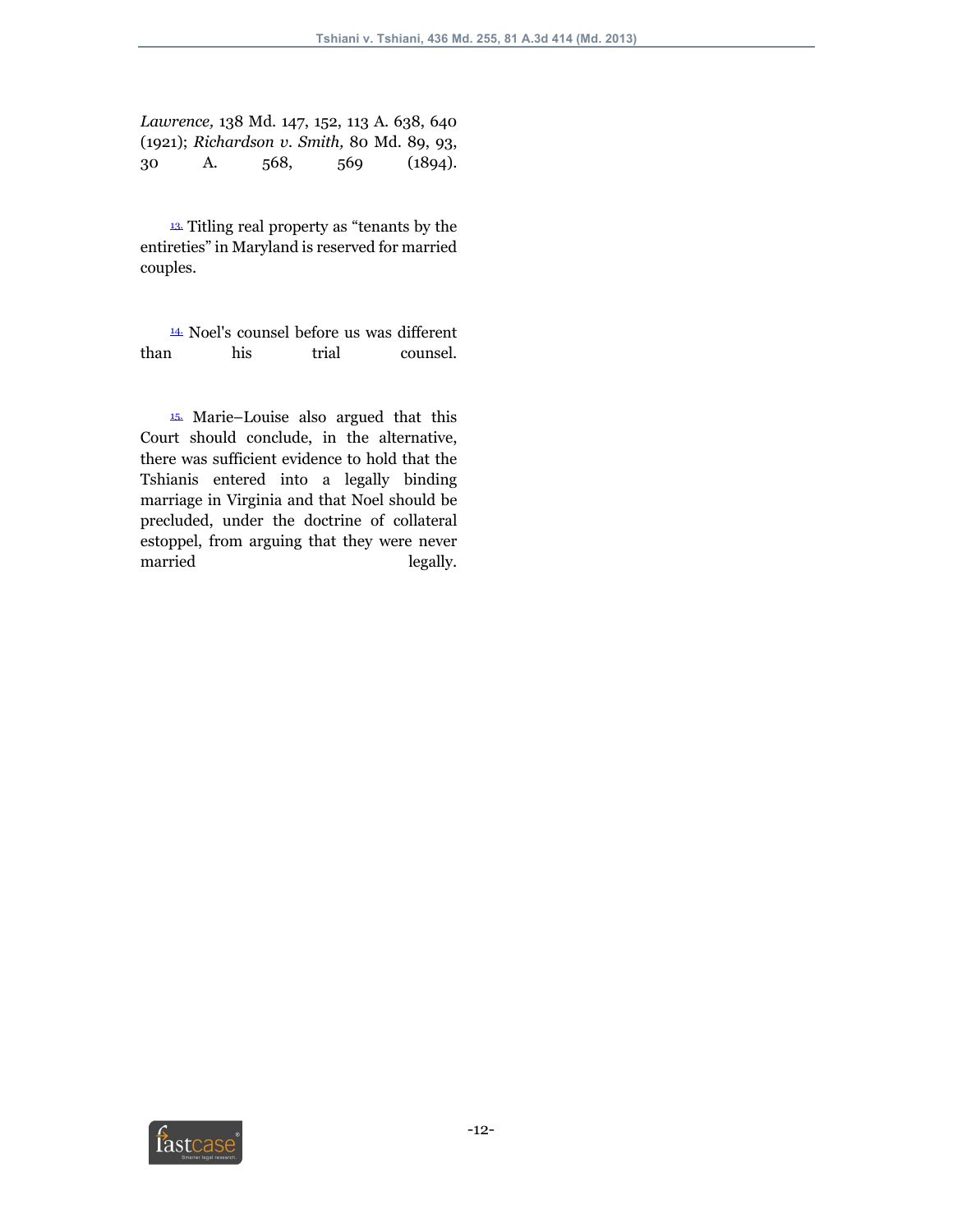*Lawrence,* 138 Md. 147, 152, 113 A. 638, 640 (1921); *Richardson v. Smith,* 80 Md. 89, 93, 30 A. 568, 569 (1894).

13. Titling real property as "tenants by the entireties" in Maryland is reserved for married couples.

14. Noel's counsel before us was different than his trial counsel.

15. Marie–Louise also argued that this Court should conclude, in the alternative, there was sufficient evidence to hold that the Tshianis entered into a legally binding marriage in Virginia and that Noel should be precluded, under the doctrine of collateral estoppel, from arguing that they were never married legally.